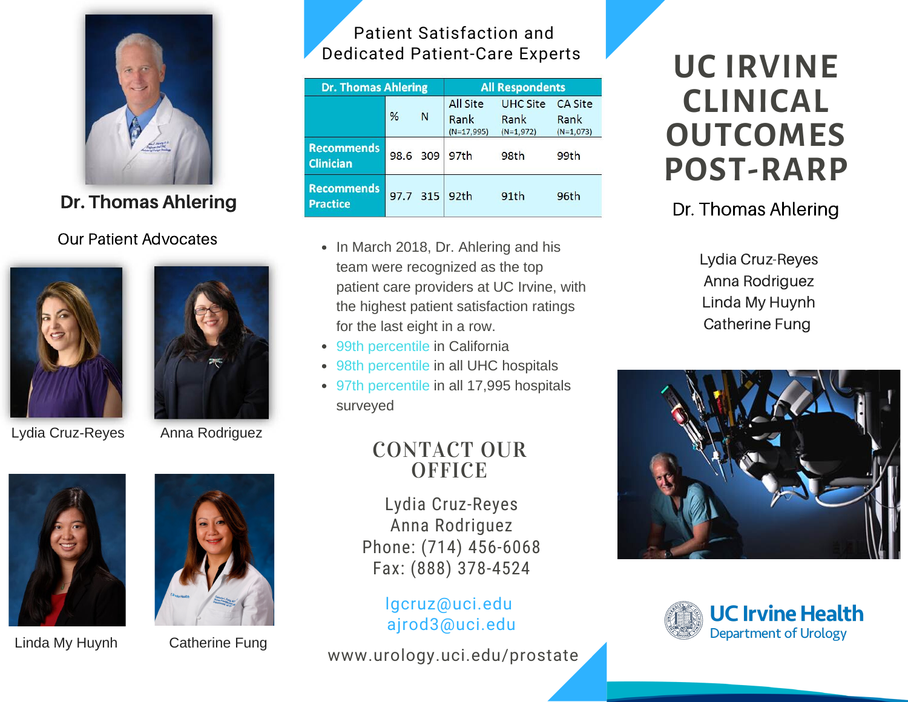# UC IRVINE CLINICAL OUTCOMES POST-RARP

Dr. Thomas Ahlering

Lydia Cruz-Reyes
Anna Rodriguez
Linda My Huynh
Catherine Fung

UC Irvine Health
Department of Urology

## Dr. Thomas Ahlering

### Our Patient Advocates

Lydia Cruz-Reyes

Anna Rodriguez

Linda My Huynh

Catherine Fung

## Patient Satisfaction and Dedicated Patient-Care Experts

| Dr. Thomas Ahlering | | | All Respondents | | |
|---|---|---|---|---|---|
| | % | N | All Site Rank (N=17,995) | UHC Site Rank (N=1,972) | CA Site Rank (N=1,073) |
| Recommends Clinician | 98.6 | 309 | 97th | 98th | 99th |
| Recommends Practice | 97.7 | 315 | 92th | 91th | 96th |

- In March 2018, Dr. Ahlering and his team were recognized as the top patient care providers at UC Irvine, with the highest patient satisfaction ratings for the last eight in a row.
- 99th percentile in California
- 98th percentile in all UHC hospitals
- 97th percentile in all 17,995 hospitals surveyed

## CONTACT OUR OFFICE

Lydia Cruz-Reyes
Anna Rodriguez
Phone: (714) 456-6068
Fax: (888) 378-4524

lgcruz@uci.edu
ajrod3@uci.edu

www.urology.uci.edu/prostate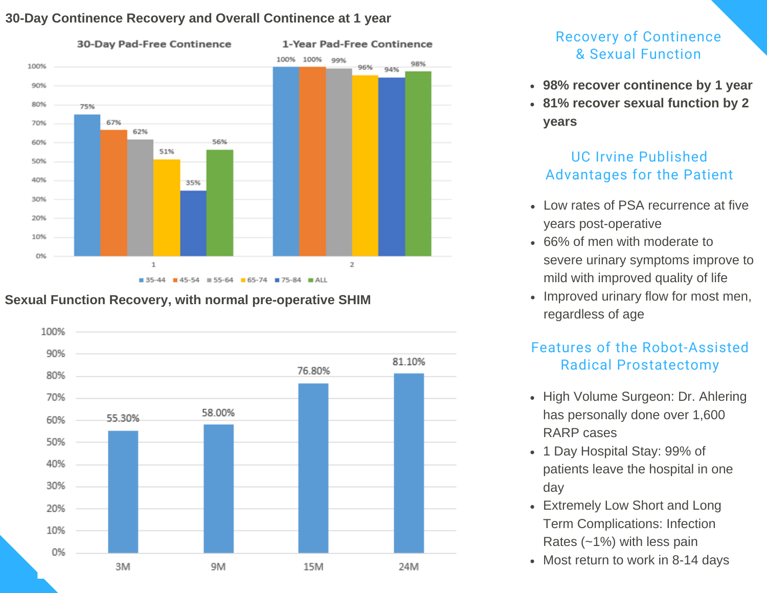## 30-Day Continence Recovery and Overall Continence at 1 year

30-Day Pad-Free Continence

1-Year Pad-Free Continence

100%
90%
80%
70%
60%
50%
40%
30%
20%
10%
0%

75%
67%
62%
51%
35%
56%

100%
100%
99%
96%
94%
98%

1
2

35-44 45-54 55-64 65-74 75-84 ALL

## Sexual Function Recovery, with normal pre-operative SHIM

100%
90%
80%
70%
60%
50%
40%
30%
20%
10%
0%

55.30%
58.00%
76.80%
81.10%

3M
9M
15M
24M

## Recovery of Continence & Sexual Function

- **98% recover continence by 1 year**
- **81% recover sexual function by 2 years**

## UC Irvine Published Advantages for the Patient

- Low rates of PSA recurrence at five years post-operative
- 66% of men with moderate to severe urinary symptoms improve to mild with improved quality of life
- Improved urinary flow for most men, regardless of age

## Features of the Robot-Assisted Radical Prostatectomy

- High Volume Surgeon: Dr. Ahlering has personally done over 1,600 RARP cases
- 1 Day Hospital Stay: 99% of patients leave the hospital in one day
- Extremely Low Short and Long Term Complications: Infection Rates (~1%) with less pain
- Most return to work in 8-14 days